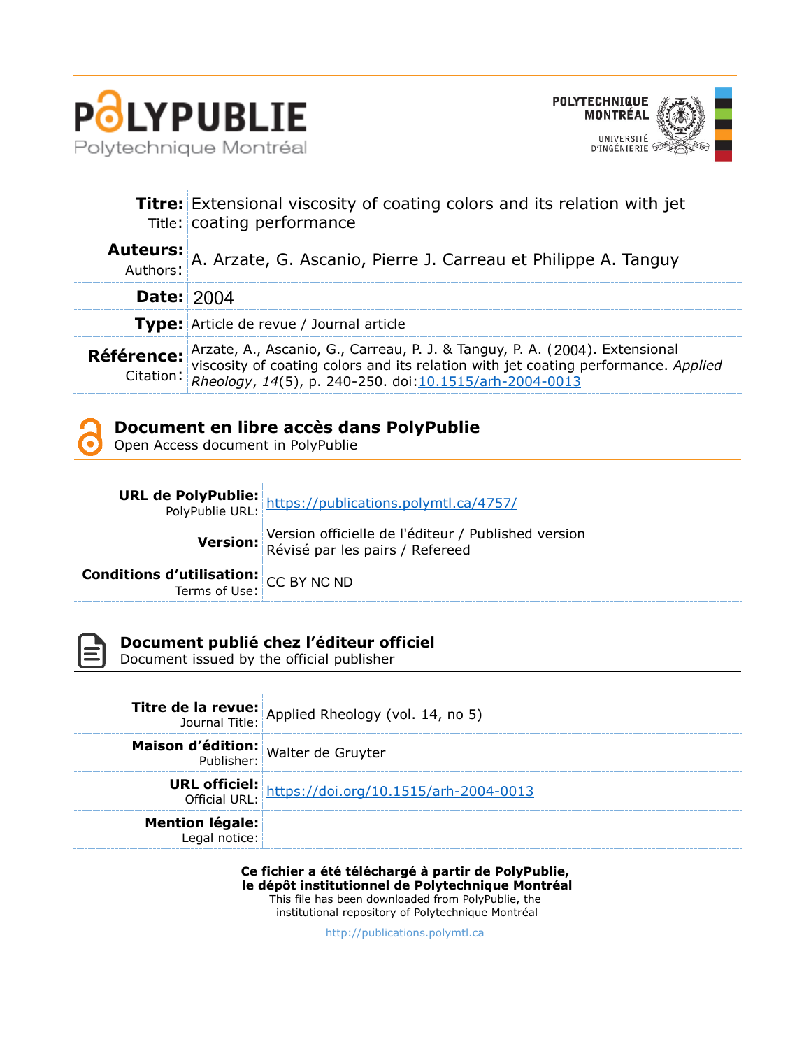# PolyPublie
Polytechnique Montréal

POLYTECHNIQUE MONTRÉAL
UNIVERSITÉ D'INGÉNIERIE

| | |
|---|---|
| **Titre:** Title: | Extensional viscosity of coating colors and its relation with jet coating performance |
| **Auteurs:** Authors: | A. Arzate, G. Ascanio, Pierre J. Carreau et Philippe A. Tanguy |
| **Date:** | 2004 |
| **Type:** | Article de revue / Journal article |
| **Référence:** Citation: | Arzate, A., Ascanio, G., Carreau, P. J. & Tanguy, P. A. (2004). Extensional viscosity of coating colors and its relation with jet coating performance. *Applied Rheology*, *14*(5), p. 240-250. doi:10.1515/arh-2004-0013 |

## Document en libre accès dans PolyPublie
Open Access document in PolyPublie

| | |
|---|---|
| **URL de PolyPublie:** PolyPublie URL: | https://publications.polymtl.ca/4757/ |
| **Version:** | Version officielle de l'éditeur / Published version Révisé par les pairs / Refereed |
| **Conditions d'utilisation:** Terms of Use: | CC BY NC ND |

## Document publié chez l'éditeur officiel
Document issued by the official publisher

| | |
|---|---|
| **Titre de la revue:** Journal Title: | Applied Rheology (vol. 14, no 5) |
| **Maison d'édition:** Publisher: | Walter de Gruyter |
| **URL officiel:** Official URL: | https://doi.org/10.1515/arh-2004-0013 |
| **Mention légale:** Legal notice: | |

**Ce fichier a été téléchargé à partir de PolyPublie, le dépôt institutionnel de Polytechnique Montréal**
This file has been downloaded from PolyPublie, the institutional repository of Polytechnique Montréal

http://publications.polymtl.ca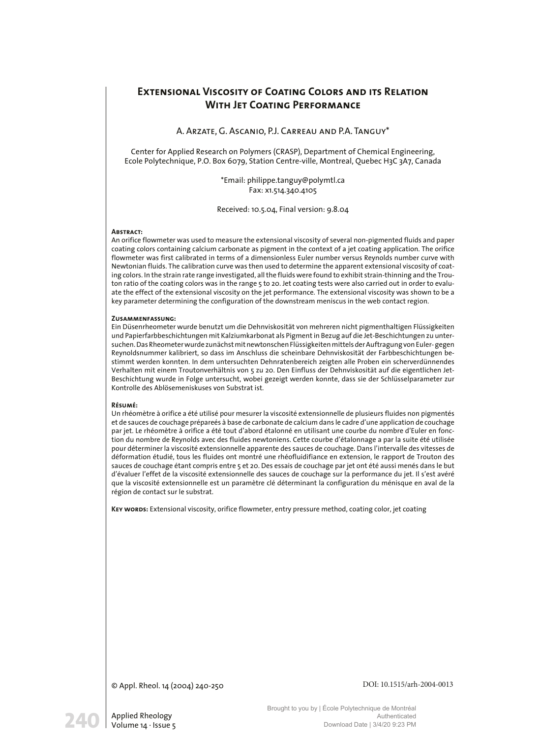# Extensional Viscosity of Coating Colors and its Relation With Jet Coating Performance

A. Arzate, G. Ascanio, P.J. Carreau and P.A. Tanguy*

Center for Applied Research on Polymers (CRASP), Department of Chemical Engineering, Ecole Polytechnique, P.O. Box 6079, Station Centre-ville, Montreal, Quebec H3C 3A7, Canada

*Email: philippe.tanguy@polymtl.ca
Fax: x1.514.340.4105

Received: 10.5.04, Final version: 9.8.04

**Abstract:**

An orifice flowmeter was used to measure the extensional viscosity of several non-pigmented fluids and paper coating colors containing calcium carbonate as pigment in the context of a jet coating application. The orifice flowmeter was first calibrated in terms of a dimensionless Euler number versus Reynolds number curve with Newtonian fluids. The calibration curve was then used to determine the apparent extensional viscosity of coating colors. In the strain rate range investigated, all the fluids were found to exhibit strain-thinning and the Trouton ratio of the coating colors was in the range 5 to 20. Jet coating tests were also carried out in order to evaluate the effect of the extensional viscosity on the jet performance. The extensional viscosity was shown to be a key parameter determining the configuration of the downstream meniscus in the web contact region.

**Zusammenfassung:**

Ein Düsenrheometer wurde benutzt um die Dehnviskosität von mehreren nicht pigmenthaltigen Flüssigkeiten und Papierfarbbeschichtungen mit Kalziumkarbonat als Pigment in Bezug auf die Jet-Beschichtungen zu untersuchen. Das Rheometer wurde zunächst mit newtonschen Flüssigkeiten mittels der Auftragung von Euler- gegen Reynoldsnummer kalibriert, so dass im Anschluss die scheinbare Dehnviskosität der Farbbeschichtungen bestimmt werden konnten. In dem untersuchten Dehnratenbereich zeigten alle Proben ein scherverdünnendes Verhalten mit einem Troutonverhältnis von 5 zu 20. Den Einfluss der Dehnviskosität auf die eigentlichen Jet-Beschichtung wurde in Folge untersucht, wobei gezeigt werden konnte, dass sie der Schlüsselparameter zur Kontrolle des Ablösemeniskuses von Substrat ist.

**Résumé:**

Un rhéomètre à orifice a été utilisé pour mesurer la viscosité extensionnelle de plusieurs fluides non pigmentés et de sauces de couchage prépareés à base de carbonate de calcium dans le cadre d'une application de couchage par jet. Le rhéomètre à orifice a été tout d'abord étalonné en utilisant une courbe du nombre d'Euler en fonction du nombre de Reynolds avec des fluides newtoniens. Cette courbe d'étalonnage a par la suite été utilisée pour déterminer la viscosité extensionnelle apparente des sauces de couchage. Dans l'intervalle des vitesses de déformation étudié, tous les fluides ont montré une rhéofluidifiance en extension, le rapport de Trouton des sauces de couchage étant compris entre 5 et 20. Des essais de couchage par jet ont été aussi menés dans le but d'évaluer l'effet de la viscosité extensionnelle des sauces de couchage sur la performance du jet. Il s'est avéré que la viscosité extensionnelle est un paramètre clé déterminant la configuration du ménisque en aval de la région de contact sur le substrat.

**Key words:** Extensional viscosity, orifice flowmeter, entry pressure method, coating color, jet coating

© Appl. Rheol. 14 (2004) 240-250

DOI: 10.1515/arh-2004-0013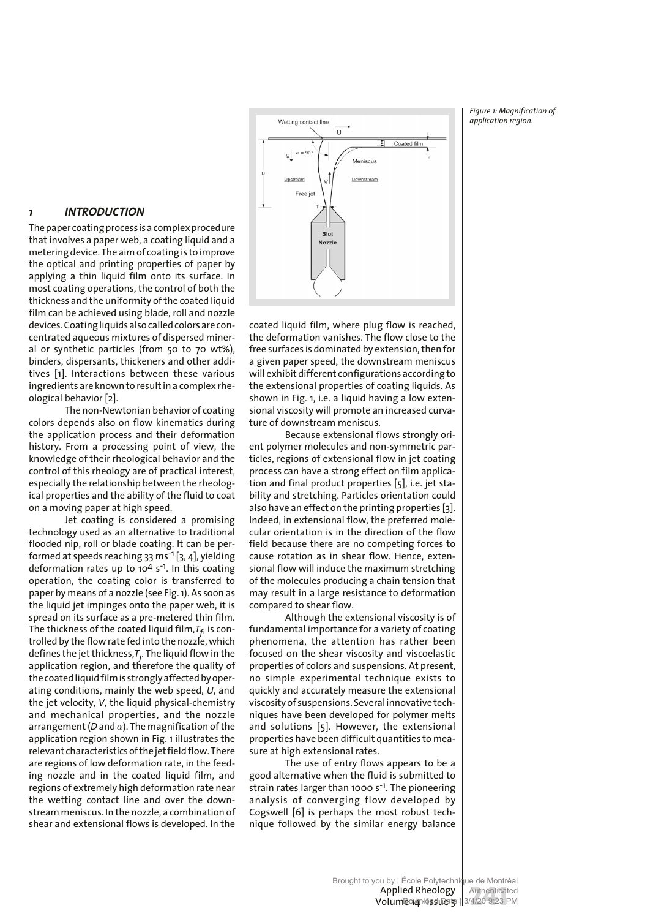## 1 INTRODUCTION

The paper coating process is a complex procedure that involves a paper web, a coating liquid and a metering device. The aim of coating is to improve the optical and printing properties of paper by applying a thin liquid film onto its surface. In most coating operations, the control of both the thickness and the uniformity of the coated liquid film can be achieved using blade, roll and nozzle devices. Coating liquids also called colors are concentrated aqueous mixtures of dispersed mineral or synthetic particles (from 50 to 70 wt%), binders, dispersants, thickeners and other additives [1]. Interactions between these various ingredients are known to result in a complex rheological behavior [2].

The non-Newtonian behavior of coating colors depends also on flow kinematics during the application process and their deformation history. From a processing point of view, the knowledge of their rheological behavior and the control of this rheology are of practical interest, especially the relationship between the rheological properties and the ability of the fluid to coat on a moving paper at high speed.

Jet coating is considered a promising technology used as an alternative to traditional flooded nip, roll or blade coating. It can be performed at speeds reaching 33 $ms^{-1}$ [3, 4], yielding deformation rates up to $10^4$ $s^{-1}$. In this coating operation, the coating color is transferred to paper by means of a nozzle (see Fig. 1). As soon as the liquid jet impinges onto the paper web, it is spread on its surface as a pre-metered thin film. The thickness of the coated liquid film, $T_f$, is controlled by the flow rate fed into the nozzle, which defines the jet thickness, $T_j$. The liquid flow in the application region, and therefore the quality of the coated liquid film is strongly affected by operating conditions, mainly the web speed, $U$, and the jet velocity, $V$, the liquid physical-chemistry and mechanical properties, and the nozzle arrangement ($D$ and $\alpha$). The magnification of the application region shown in Fig. 1 illustrates the relevant characteristics of the jet field flow. There are regions of low deformation rate, in the feeding nozzle and in the coated liquid film, and regions of extremely high deformation rate near the wetting contact line and over the downstream meniscus. In the nozzle, a combination of shear and extensional flows is developed. In the coated liquid film, where plug flow is reached, the deformation vanishes. The flow close to the free surfaces is dominated by extension, then for a given paper speed, the downstream meniscus will exhibit different configurations according to the extensional properties of coating liquids. As shown in Fig. 1, i.e. a liquid having a low extensional viscosity will promote an increased curvature of downstream meniscus.

Figure 1: Magnification of application region.

Because extensional flows strongly orient polymer molecules and non-symmetric particles, regions of extensional flow in jet coating process can have a strong effect on film application and final product properties [5], i.e. jet stability and stretching. Particles orientation could also have an effect on the printing properties [3]. Indeed, in extensional flow, the preferred molecular orientation is in the direction of the flow field because there are no competing forces to cause rotation as in shear flow. Hence, extensional flow will induce the maximum stretching of the molecules producing a chain tension that may result in a large resistance to deformation compared to shear flow.

Although the extensional viscosity is of fundamental importance for a variety of coating phenomena, the attention has rather been focused on the shear viscosity and viscoelastic properties of colors and suspensions. At present, no simple experimental technique exists to quickly and accurately measure the extensional viscosity of suspensions. Several innovative techniques have been developed for polymer melts and solutions [5]. However, the extensional properties have been difficult quantities to measure at high extensional rates.

The use of entry flows appears to be a good alternative when the fluid is submitted to strain rates larger than 1000 $s^{-1}$. The pioneering analysis of converging flow developed by Cogswell [6] is perhaps the most robust technique followed by the similar energy balance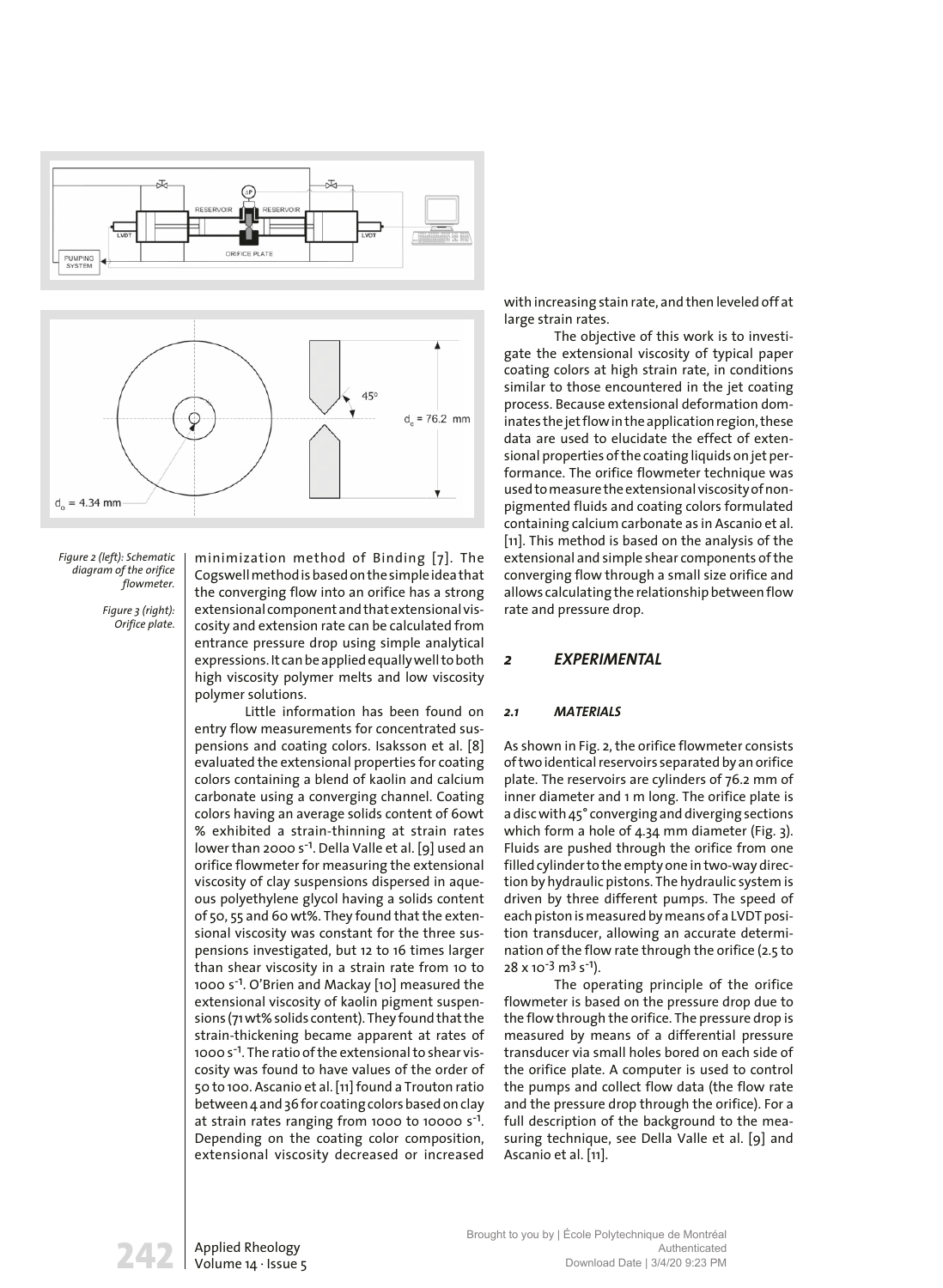Figure 2 (left): Schematic diagram of the orifice flowmeter.

Figure 3 (right): Orifice plate.

minimization method of Binding [7]. The Cogswell method is based on the simple idea that the converging flow into an orifice has a strong extensional component and that extensional viscosity and extension rate can be calculated from entrance pressure drop using simple analytical expressions. It can be applied equally well to both high viscosity polymer melts and low viscosity polymer solutions.

Little information has been found on entry flow measurements for concentrated suspensions and coating colors. Isaksson et al. [8] evaluated the extensional properties for coating colors containing a blend of kaolin and calcium carbonate using a converging channel. Coating colors having an average solids content of 60wt % exhibited a strain-thinning at strain rates lower than 2000 $s^{-1}$. Della Valle et al. [9] used an orifice flowmeter for measuring the extensional viscosity of clay suspensions dispersed in aqueous polyethylene glycol having a solids content of 50, 55 and 60 wt%. They found that the extensional viscosity was constant for the three suspensions investigated, but 12 to 16 times larger than shear viscosity in a strain rate from 10 to 1000 $s^{-1}$. O'Brien and Mackay [10] measured the extensional viscosity of kaolin pigment suspensions (71 wt% solids content). They found that the strain-thickening became apparent at rates of 1000 $s^{-1}$. The ratio of the extensional to shear viscosity was found to have values of the order of 50 to 100. Ascanio et al. [11] found a Trouton ratio between 4 and 36 for coating colors based on clay at strain rates ranging from 1000 to 10000 $s^{-1}$. Depending on the coating color composition, extensional viscosity decreased or increased with increasing stain rate, and then leveled off at large strain rates.

The objective of this work is to investigate the extensional viscosity of typical paper coating colors at high strain rate, in conditions similar to those encountered in the jet coating process. Because extensional deformation dominates the jet flow in the application region, these data are used to elucidate the effect of extensional properties of the coating liquids on jet performance. The orifice flowmeter technique was used to measure the extensional viscosity of non-pigmented fluids and coating colors formulated containing calcium carbonate as in Ascanio et al. [11]. This method is based on the analysis of the extensional and simple shear components of the converging flow through a small size orifice and allows calculating the relationship between flow rate and pressure drop.

## 2 EXPERIMENTAL

### 2.1 MATERIALS

As shown in Fig. 2, the orifice flowmeter consists of two identical reservoirs separated by an orifice plate. The reservoirs are cylinders of 76.2 mm of inner diameter and 1 m long. The orifice plate is a disc with 45° converging and diverging sections which form a hole of 4.34 mm diameter (Fig. 3). Fluids are pushed through the orifice from one filled cylinder to the empty one in two-way direction by hydraulic pistons. The hydraulic system is driven by three different pumps. The speed of each piston is measured by means of a LVDT position transducer, allowing an accurate determination of the flow rate through the orifice (2.5 to 28 x $10^{-3}$ $m^3$ $s^{-1}$).

The operating principle of the orifice flowmeter is based on the pressure drop due to the flow through the orifice. The pressure drop is measured by means of a differential pressure transducer via small holes bored on each side of the orifice plate. A computer is used to control the pumps and collect flow data (the flow rate and the pressure drop through the orifice). For a full description of the background to the measuring technique, see Della Valle et al. [9] and Ascanio et al. [11].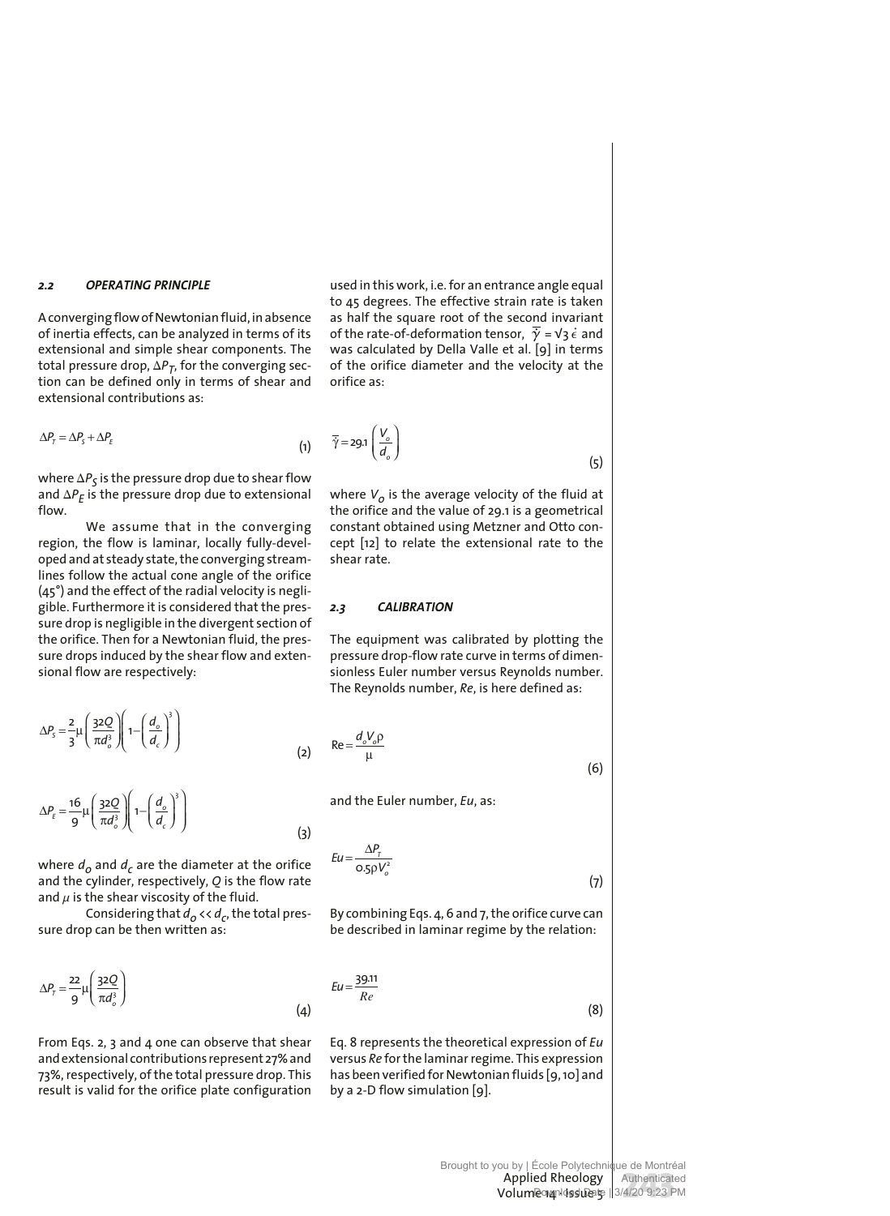### 2.2 OPERATING PRINCIPLE

A converging flow of Newtonian fluid, in absence of inertia effects, can be analyzed in terms of its extensional and simple shear components. The total pressure drop, $\Delta P_T$, for the converging section can be defined only in terms of shear and extensional contributions as:

$$\Delta P_T = \Delta P_S + \Delta P_E \tag{1}$$

where $\Delta P_S$ is the pressure drop due to shear flow and $\Delta P_E$ is the pressure drop due to extensional flow.

We assume that in the converging region, the flow is laminar, locally fully-developed and at steady state, the converging streamlines follow the actual cone angle of the orifice (45°) and the effect of the radial velocity is negligible. Furthermore it is considered that the pressure drop is negligible in the divergent section of the orifice. Then for a Newtonian fluid, the pressure drops induced by the shear flow and extensional flow are respectively:

$$\Delta P_S = \frac{2}{3}\mu\left(\frac{32Q}{\pi d_o^3}\right)\left(1-\left(\frac{d_o}{d_c}\right)^3\right) \tag{2}$$

$$\Delta P_E = \frac{16}{9}\mu\left(\frac{32Q}{\pi d_o^3}\right)\left(1-\left(\frac{d_o}{d_c}\right)^3\right) \tag{3}$$

where $d_o$ and $d_c$ are the diameter at the orifice and the cylinder, respectively, $Q$ is the flow rate and $\mu$ is the shear viscosity of the fluid.

Considering that $d_o << d_c$, the total pressure drop can be then written as:

$$\Delta P_T = \frac{22}{9}\mu\left(\frac{32Q}{\pi d_o^3}\right) \tag{4}$$

From Eqs. 2, 3 and 4 one can observe that shear and extensional contributions represent 27% and 73%, respectively, of the total pressure drop. This result is valid for the orifice plate configuration used in this work, i.e. for an entrance angle equal to 45 degrees. The effective strain rate is taken as half the square root of the second invariant of the rate-of-deformation tensor, $\bar{\dot{\gamma}} = \sqrt{3}\,\dot{\epsilon}$ and was calculated by Della Valle et al. [9] in terms of the orifice diameter and the velocity at the orifice as:

$$\bar{\dot{\gamma}} = 29.1\left(\frac{V_o}{d_o}\right) \tag{5}$$

where $V_o$ is the average velocity of the fluid at the orifice and the value of 29.1 is a geometrical constant obtained using Metzner and Otto concept [12] to relate the extensional rate to the shear rate.

### 2.3 CALIBRATION

The equipment was calibrated by plotting the pressure drop-flow rate curve in terms of dimensionless Euler number versus Reynolds number. The Reynolds number, *Re*, is here defined as:

$$\mathrm{Re} = \frac{d_o V_o \rho}{\mu} \tag{6}$$

and the Euler number, *Eu*, as:

$$Eu = \frac{\Delta P_T}{0.5\rho V_o^2} \tag{7}$$

By combining Eqs. 4, 6 and 7, the orifice curve can be described in laminar regime by the relation:

$$Eu = \frac{39.11}{Re} \tag{8}$$

Eq. 8 represents the theoretical expression of *Eu* versus *Re* for the laminar regime. This expression has been verified for Newtonian fluids [9, 10] and by a 2-D flow simulation [9].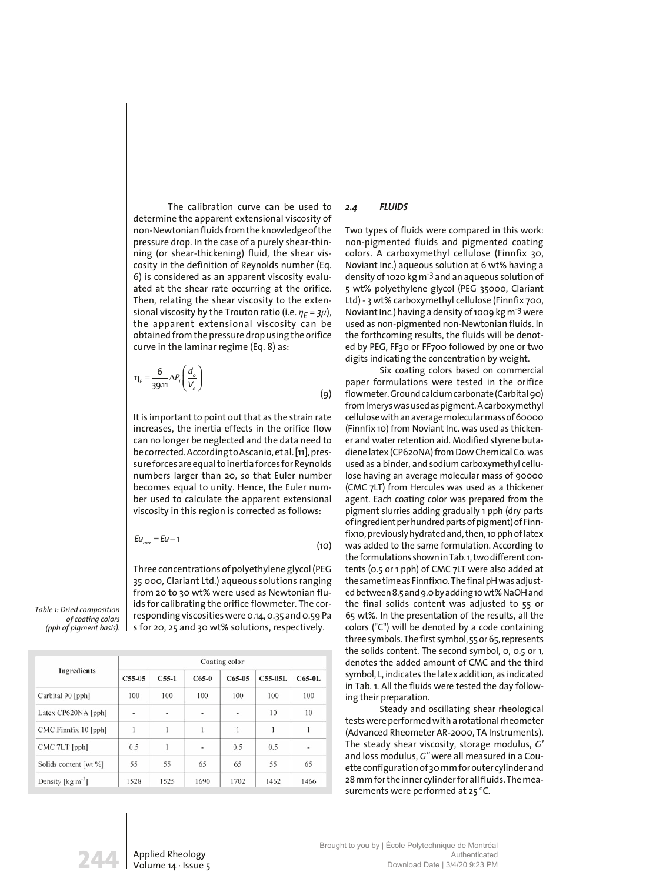The calibration curve can be used to determine the apparent extensional viscosity of non-Newtonian fluids from the knowledge of the pressure drop. In the case of a purely shear-thinning (or shear-thickening) fluid, the shear viscosity in the definition of Reynolds number (Eq. 6) is considered as an apparent viscosity evaluated at the shear rate occurring at the orifice. Then, relating the shear viscosity to the extensional viscosity by the Trouton ratio (i.e. $\eta_E = 3\mu$), the apparent extensional viscosity can be obtained from the pressure drop using the orifice curve in the laminar regime (Eq. 8) as:

$$\eta_E = \frac{6}{39.11} \Delta P_T \left( \frac{d_o}{V_o} \right) \tag{9}$$

It is important to point out that as the strain rate increases, the inertia effects in the orifice flow can no longer be neglected and the data need to be corrected. According to Ascanio, et al. [11], pressure forces are equal to inertia forces for Reynolds numbers larger than 20, so that Euler number becomes equal to unity. Hence, the Euler number used to calculate the apparent extensional viscosity in this region is corrected as follows:

$$Eu_{corr} = Eu - 1 \tag{10}$$

Three concentrations of polyethylene glycol (PEG 35 000, Clariant Ltd.) aqueous solutions ranging from 20 to 30 wt% were used as Newtonian fluids for calibrating the orifice flowmeter. The corresponding viscosities were 0.14, 0.35 and 0.59 Pa s for 20, 25 and 30 wt% solutions, respectively.

Table 1: Dried composition of coating colors (pph of pigment basis).

| Ingredients | Coating color | | | | | |
|---|---|---|---|---|---|---|
| | C55-05 | C55-1 | C65-0 | C65-05 | C55-05L | C65-0L |
| Carbital 90 [pph] | 100 | 100 | 100 | 100 | 100 | 100 |
| Latex CP620NA [pph] | - | - | - | - | 10 | 10 |
| CMC Finnfix 10 [pph] | 1 | 1 | 1 | 1 | 1 | 1 |
| CMC 7LT [pph] | 0.5 | 1 | - | 0.5 | 0.5 | - |
| Solids content [wt %] | 55 | 55 | 65 | 65 | 55 | 65 |
| Density [kg m$^{-3}$] | 1528 | 1525 | 1690 | 1702 | 1462 | 1466 |

### 2.4 FLUIDS

Two types of fluids were compared in this work: non-pigmented fluids and pigmented coating colors. A carboxymethyl cellulose (Finnfix 30, Noviant Inc.) aqueous solution at 6 wt% having a density of 1020 kg m$^{-3}$ and an aqueous solution of 5 wt% polyethylene glycol (PEG 35000, Clariant Ltd) - 3 wt% carboxymethyl cellulose (Finnfix 700, Noviant Inc.) having a density of 1009 kg m$^{-3}$ were used as non-pigmented non-Newtonian fluids. In the forthcoming results, the fluids will be denoted by PEG, FF30 or FF700 followed by one or two digits indicating the concentration by weight.

Six coating colors based on commercial paper formulations were tested in the orifice flowmeter. Ground calcium carbonate (Carbital 90) from Imerys was used as pigment. A carboxymethyl cellulose with an average molecular mass of 60000 (Finnfix 10) from Noviant Inc. was used as thickener and water retention aid. Modified styrene butadiene latex (CP620NA) from Dow Chemical Co. was used as a binder, and sodium carboxymethyl cellulose having an average molecular mass of 90000 (CMC 7LT) from Hercules was used as a thickener agent. Each coating color was prepared from the pigment slurries adding gradually 1 pph (dry parts of ingredient per hundred parts of pigment) of Finnfix10, previously hydrated and, then, 10 pph of latex was added to the same formulation. According to the formulations shown in Tab. 1, two different contents (0.5 or 1 pph) of CMC 7LT were also added at the same time as Finnfix10. The final pH was adjusted between 8.5 and 9.0 by adding 10 wt% NaOH and the final solids content was adjusted to 55 or 65 wt%. In the presentation of the results, all the colors ("C") will be denoted by a code containing three symbols. The first symbol, 55 or 65, represents the solids content. The second symbol, 0, 0.5 or 1, denotes the added amount of CMC and the third symbol, L, indicates the latex addition, as indicated in Tab. 1. All the fluids were tested the day following their preparation.

Steady and oscillating shear rheological tests were performed with a rotational rheometer (Advanced Rheometer AR-2000, TA Instruments). The steady shear viscosity, storage modulus, *G'* and loss modulus, *G"* were all measured in a Couette configuration of 30 mm for outer cylinder and 28 mm for the inner cylinder for all fluids. The measurements were performed at 25 °C.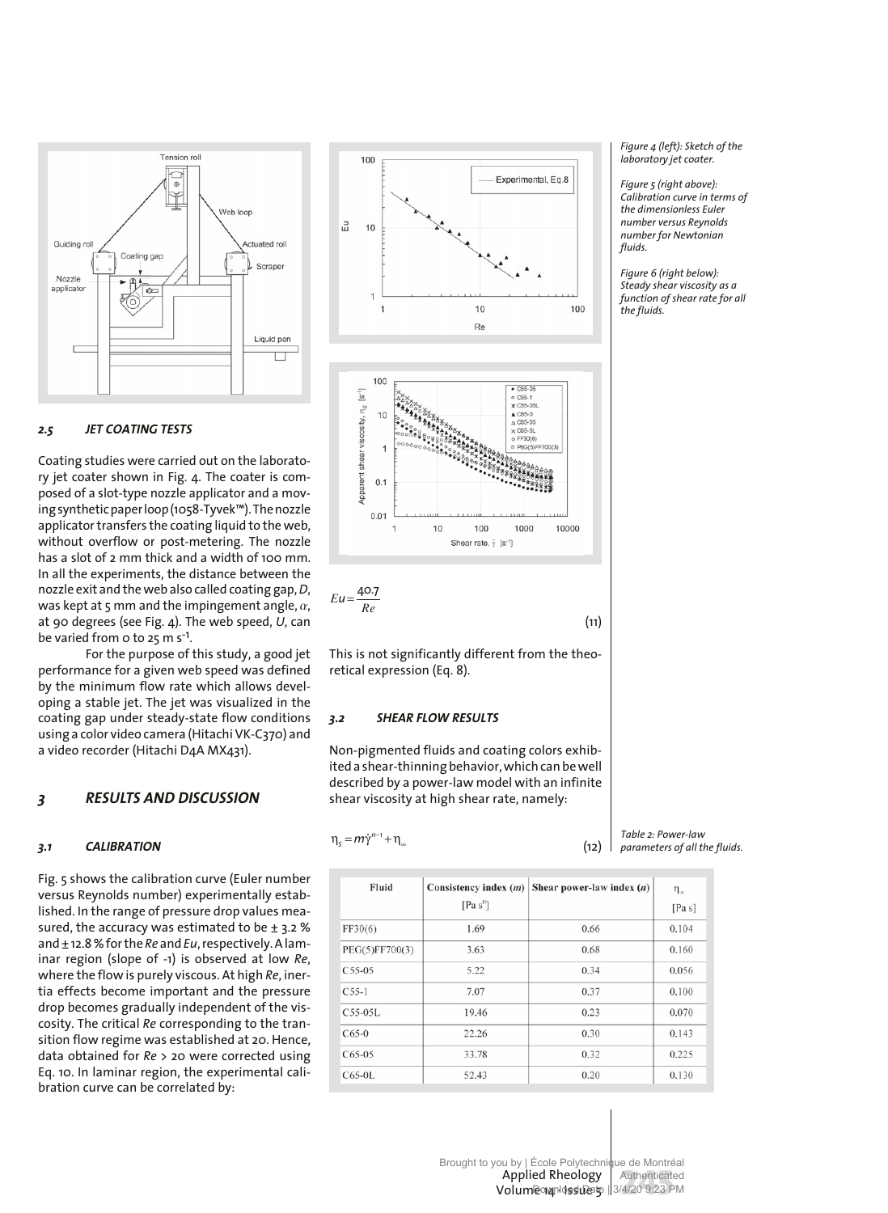## 2.5 JET COATING TESTS

Coating studies were carried out on the laboratory jet coater shown in Fig. 4. The coater is composed of a slot-type nozzle applicator and a moving synthetic paper loop (1058-Tyvek™). The nozzle applicator transfers the coating liquid to the web, without overflow or post-metering. The nozzle has a slot of 2 mm thick and a width of 100 mm. In all the experiments, the distance between the nozzle exit and the web also called coating gap, $D$, was kept at 5 mm and the impingement angle, $\alpha$, at 90 degrees (see Fig. 4). The web speed, $U$, can be varied from 0 to 25 m s$^{-1}$.

For the purpose of this study, a good jet performance for a given web speed was defined by the minimum flow rate which allows developing a stable jet. The jet was visualized in the coating gap under steady-state flow conditions using a color video camera (Hitachi VK-C370) and a video recorder (Hitachi D4A MX431).

# 3 RESULTS AND DISCUSSION

## 3.1 CALIBRATION

Fig. 5 shows the calibration curve (Euler number versus Reynolds number) experimentally established. In the range of pressure drop values measured, the accuracy was estimated to be ± 3.2 % and ± 12.8 % for the $Re$ and $Eu$, respectively. A laminar region (slope of -1) is observed at low $Re$, where the flow is purely viscous. At high $Re$, inertia effects become important and the pressure drop becomes gradually independent of the viscosity. The critical $Re$ corresponding to the transition flow regime was established at 20. Hence, data obtained for $Re$ > 20 were corrected using Eq. 10. In laminar region, the experimental calibration curve can be correlated by:

$$Eu = \frac{40.7}{Re} \tag{11}$$

This is not significantly different from the theoretical expression (Eq. 8).

## 3.2 SHEAR FLOW RESULTS

Non-pigmented fluids and coating colors exhibited a shear-thinning behavior, which can be well described by a power-law model with an infinite shear viscosity at high shear rate, namely:

$$\eta_s = m\dot{\gamma}^{n-1} + \eta_\infty \tag{12}$$

*Figure 4 (left): Sketch of the laboratory jet coater.*

*Figure 5 (right above): Calibration curve in terms of the dimensionless Euler number versus Reynolds number for Newtonian fluids.*

*Figure 6 (right below): Steady shear viscosity as a function of shear rate for all the fluids.*

*Table 2: Power-law parameters of all the fluids.*

| Fluid | Consistency index ($m$) [Pa s$^n$] | Shear power-law index ($n$) | $\eta_\infty$ [Pa s] |
|---|---|---|---|
| FF30(6) | 1.69 | 0.66 | 0.104 |
| PEG(5)FF700(3) | 3.63 | 0.68 | 0.160 |
| C55-05 | 5.22 | 0.34 | 0.056 |
| C55-1 | 7.07 | 0.37 | 0.100 |
| C55-05L | 19.46 | 0.23 | 0.070 |
| C65-0 | 22.26 | 0.30 | 0.143 |
| C65-05 | 33.78 | 0.32 | 0.225 |
| C65-0L | 52.43 | 0.20 | 0.130 |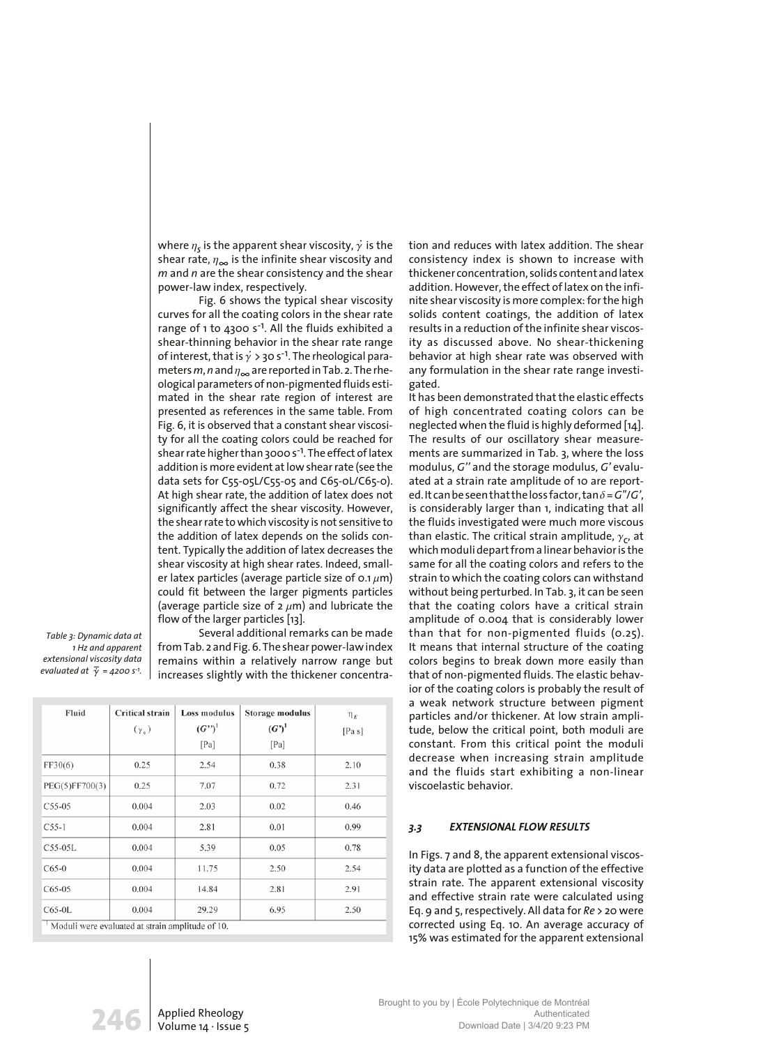where $\eta_S$ is the apparent shear viscosity, $\dot{\gamma}$ is the shear rate, $\eta_\infty$ is the infinite shear viscosity and $m$ and $n$ are the shear consistency and the shear power-law index, respectively.

Fig. 6 shows the typical shear viscosity curves for all the coating colors in the shear rate range of 1 to 4300 $s^{-1}$. All the fluids exhibited a shear-thinning behavior in the shear rate range of interest, that is $\dot{\gamma} > 30\ s^{-1}$. The rheological parameters $m$, $n$ and $\eta_\infty$ are reported in Tab. 2. The rheological parameters of non-pigmented fluids estimated in the shear rate region of interest are presented as references in the same table. From Fig. 6, it is observed that a constant shear viscosity for all the coating colors could be reached for shear rate higher than 3000 $s^{-1}$. The effect of latex addition is more evident at low shear rate (see the data sets for C55-05L/C55-05 and C65-0L/C65-0). At high shear rate, the addition of latex does not significantly affect the shear viscosity. However, the shear rate to which viscosity is not sensitive to the addition of latex depends on the solids content. Typically the addition of latex decreases the shear viscosity at high shear rates. Indeed, smaller latex particles (average particle size of 0.1 $\mu$m) could fit between the larger pigments particles (average particle size of 2 $\mu$m) and lubricate the flow of the larger particles [13].

Several additional remarks can be made from Tab. 2 and Fig. 6. The shear power-law index remains within a relatively narrow range but increases slightly with the thickener concentration and reduces with latex addition. The shear consistency index is shown to increase with thickener concentration, solids content and latex addition. However, the effect of latex on the infinite shear viscosity is more complex: for the high solids content coatings, the addition of latex results in a reduction of the infinite shear viscosity as discussed above. No shear-thickening behavior at high shear rate was observed with any formulation in the shear rate range investigated.

It has been demonstrated that the elastic effects of high concentrated coating colors can be neglected when the fluid is highly deformed [14]. The results of our oscillatory shear measurements are summarized in Tab. 3, where the loss modulus, $G''$ and the storage modulus, $G'$ evaluated at a strain rate amplitude of 10 are reported. It can be seen that the loss factor, $\tan\delta = G''/G'$, is considerably larger than 1, indicating that all the fluids investigated were much more viscous than elastic. The critical strain amplitude, $\gamma_C$, at which moduli depart from a linear behavior is the same for all the coating colors and refers to the strain to which the coating colors can withstand without being perturbed. In Tab. 3, it can be seen that the coating colors have a critical strain amplitude of 0.004 that is considerably lower than that for non-pigmented fluids (0.25). It means that internal structure of the coating colors begins to break down more easily than that of non-pigmented fluids. The elastic behavior of the coating colors is probably the result of a weak network structure between pigment particles and/or thickener. At low strain amplitude, below the critical point, both moduli are constant. From this critical point the moduli decrease when increasing strain amplitude and the fluids start exhibiting a non-linear viscoelastic behavior.

Table 3: Dynamic data at 1 Hz and apparent extensional viscosity data evaluated at $\bar{\dot{\gamma}} = 4200\ s^{-1}$.

| Fluid | Critical strain ($\gamma_c$) | Loss modulus ($G''$)[1] [Pa] | Storage modulus ($G'$)[1] [Pa] | $\eta_E$ [Pa s] |
|---|---|---|---|---|
| FF30(6) | 0.25 | 2.54 | 0.38 | 2.10 |
| PEG(5)FF700(3) | 0.25 | 7.07 | 0.72 | 2.31 |
| C55-05 | 0.004 | 2.03 | 0.02 | 0.46 |
| C55-1 | 0.004 | 2.81 | 0.01 | 0.99 |
| C55-05L | 0.004 | 5.39 | 0.05 | 0.78 |
| C65-0 | 0.004 | 11.75 | 2.50 | 2.54 |
| C65-05 | 0.004 | 14.84 | 2.81 | 2.91 |
| C65-0L | 0.004 | 29.29 | 6.95 | 2.50 |

[1] Moduli were evaluated at strain amplitude of 10.

### 3.3 EXTENSIONAL FLOW RESULTS

In Figs. 7 and 8, the apparent extensional viscosity data are plotted as a function of the effective strain rate. The apparent extensional viscosity and effective strain rate were calculated using Eq. 9 and 5, respectively. All data for $Re > 20$ were corrected using Eq. 10. An average accuracy of 15% was estimated for the apparent extensional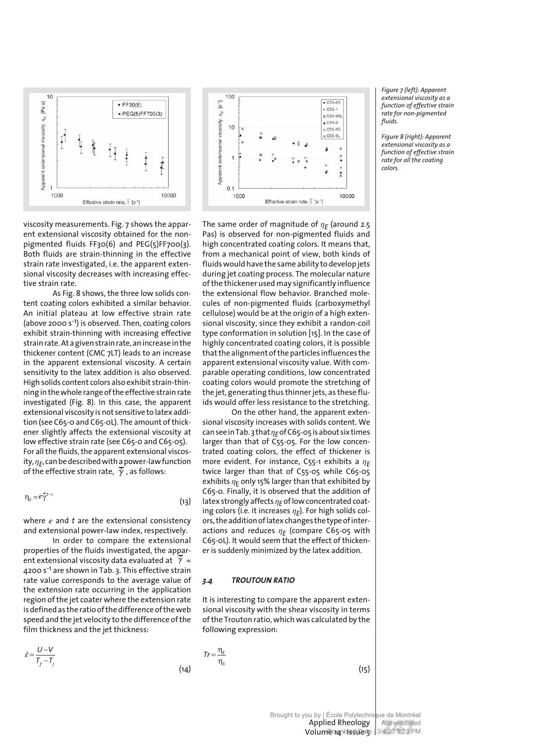Figure 7 (left): Apparent extensional viscosity as a function of effective strain rate for non-pigmented fluids.

Figure 8 (right): Apparent extensional viscosity as a function of effective strain rate for all the coating colors.

viscosity measurements. Fig. 7 shows the apparent extensional viscosity obtained for the non-pigmented fluids FF30(6) and PEG(5)FF700(3). Both fluids are strain-thinning in the effective strain rate investigated, i.e. the apparent extensional viscosity decreases with increasing effective strain rate.

As Fig. 8 shows, the three low solids content coating colors exhibited a similar behavior. An initial plateau at low effective strain rate (above 2000 $s^{-1}$) is observed. Then, coating colors exhibit strain-thinning with increasing effective strain rate. At a given strain rate, an increase in the thickener content (CMC 7LT) leads to an increase in the apparent extensional viscosity. A certain sensitivity to the latex addition is also observed. High solids content colors also exhibit strain-thinning in the whole range of the effective strain rate investigated (Fig. 8). In this case, the apparent extensional viscosity is not sensitive to latex addition (see C65-0 and C65-0L). The amount of thickener slightly affects the extensional viscosity at low effective strain rate (see C65-0 and C65-05). For all the fluids, the apparent extensional viscosity, $\eta_E$, can be described with a power-law function of the effective strain rate, $\bar{\dot{\gamma}}$, as follows:

$$\eta_E = e\bar{\dot{\gamma}}^{t-1} \tag{13}$$

where $e$ and $t$ are the extensional consistency and extensional power-law index, respectively.

In order to compare the extensional properties of the fluids investigated, the apparent extensional viscosity data evaluated at $\bar{\dot{\gamma}}$ = 4200 $s^{-1}$ are shown in Tab. 3. This effective strain rate value corresponds to the average value of the extension rate occurring in the application region of the jet coater where the extension rate is defined as the ratio of the difference of the web speed and the jet velocity to the difference of the film thickness and the jet thickness:

$$\dot{\varepsilon} = \frac{U - V}{T_f - T_j} \tag{14}$$

The same order of magnitude of $\eta_E$ (around 2.5 Pas) is observed for non-pigmented fluids and high concentrated coating colors. It means that, from a mechanical point of view, both kinds of fluids would have the same ability to develop jets during jet coating process. The molecular nature of the thickener used may significantly influence the extensional flow behavior. Branched molecules of non-pigmented fluids (carboxymethyl cellulose) would be at the origin of a high extensional viscosity, since they exhibit a randon-coil type conformation in solution [15]. In the case of highly concentrated coating colors, it is possible that the alignment of the particles influences the apparent extensional viscosity value. With comparable operating conditions, low concentrated coating colors would promote the stretching of the jet, generating thus thinner jets, as these fluids would offer less resistance to the stretching.

On the other hand, the apparent extensional viscosity increases with solids content. We can see in Tab. 3 that $\eta_E$ of C65-05 is about six times larger than that of C55-05. For the low concentrated coating colors, the effect of thickener is more evident. For instance, C55-1 exhibits a $\eta_E$ twice larger than that of C55-05 while C65-05 exhibits $\eta_E$ only 15% larger than that exhibited by C65-0. Finally, it is observed that the addition of latex strongly affects $\eta_E$ of low concentrated coating colors (i.e. it increases $\eta_E$). For high solids colors, the addition of latex changes the type of interactions and reduces $\eta_E$ (compare C65-05 with C65-0L). It would seem that the effect of thickener is suddenly minimized by the latex addition.

### 3.4 TROUTOUN RATIO

It is interesting to compare the apparent extensional viscosity with the shear viscosity in terms of the Trouton ratio, which was calculated by the following expression:

$$Tr = \frac{\eta_E}{\eta_S} \tag{15}$$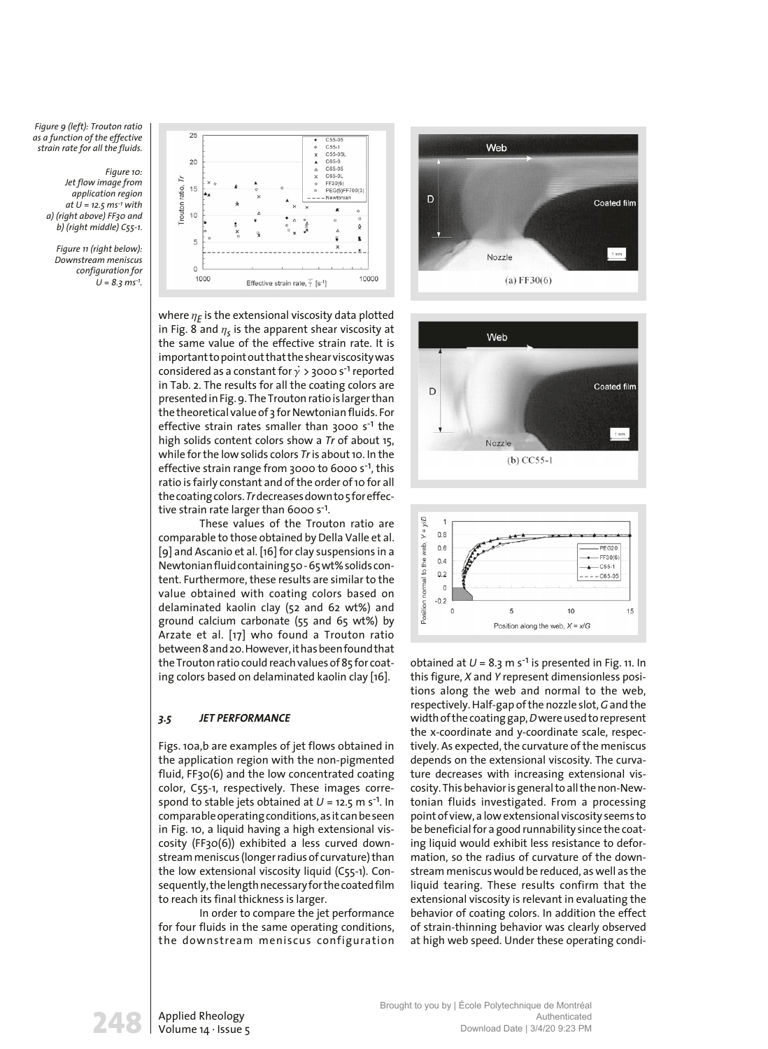Figure 9 (left): Trouton ratio as a function of the effective strain rate for all the fluids.

Figure 10: Jet flow image from application region at $U = 12.5$ ms$^{-1}$ with a) (right above) FF30 and b) (right middle) C55-1.

Figure 11 (right below): Downstream meniscus configuration for $U = 8.3$ ms$^{-1}$.

where $\eta_E$ is the extensional viscosity data plotted in Fig. 8 and $\eta_S$ is the apparent shear viscosity at the same value of the effective strain rate. It is important to point out that the shear viscosity was considered as a constant for $\dot{\gamma} > 3000$ s$^{-1}$ reported in Tab. 2. The results for all the coating colors are presented in Fig. 9. The Trouton ratio is larger than the theoretical value of 3 for Newtonian fluids. For effective strain rates smaller than 3000 s$^{-1}$ the high solids content colors show a *Tr* of about 15, while for the low solids colors *Tr* is about 10. In the effective strain range from 3000 to 6000 s$^{-1}$, this ratio is fairly constant and of the order of 10 for all the coating colors. *Tr* decreases down to 5 for effective strain rate larger than 6000 s$^{-1}$.

These values of the Trouton ratio are comparable to those obtained by Della Valle et al. [9] and Ascanio et al. [16] for clay suspensions in a Newtonian fluid containing 50 - 65 wt% solids content. Furthermore, these results are similar to the value obtained with coating colors based on delaminated kaolin clay (52 and 62 wt%) and ground calcium carbonate (55 and 65 wt%) by Arzate et al. [17] who found a Trouton ratio between 8 and 20. However, it has been found that the Trouton ratio could reach values of 85 for coating colors based on delaminated kaolin clay [16].

### 3.5 JET PERFORMANCE

Figs. 10a,b are examples of jet flows obtained in the application region with the non-pigmented fluid, FF30(6) and the low concentrated coating color, C55-1, respectively. These images correspond to stable jets obtained at $U = 12.5$ m s$^{-1}$. In comparable operating conditions, as it can be seen in Fig. 10, a liquid having a high extensional viscosity (FF30(6)) exhibited a less curved downstream meniscus (longer radius of curvature) than the low extensional viscosity liquid (C55-1). Consequently, the length necessary for the coated film to reach its final thickness is larger.

In order to compare the jet performance for four fluids in the same operating conditions, the downstream meniscus configuration obtained at $U = 8.3$ m s$^{-1}$ is presented in Fig. 11. In this figure, *X* and *Y* represent dimensionless positions along the web and normal to the web, respectively. Half-gap of the nozzle slot, *G* and the width of the coating gap, *D* were used to represent the x-coordinate and y-coordinate scale, respectively. As expected, the curvature of the meniscus depends on the extensional viscosity. The curvature decreases with increasing extensional viscosity. This behavior is general to all the non-Newtonian fluids investigated. From a processing point of view, a low extensional viscosity seems to be beneficial for a good runnability since the coating liquid would exhibit less resistance to deformation, so the radius of curvature of the downstream meniscus would be reduced, as well as the liquid tearing. These results confirm that the extensional viscosity is relevant in evaluating the behavior of coating colors. In addition the effect of strain-thinning behavior was clearly observed at high web speed. Under these operating condi-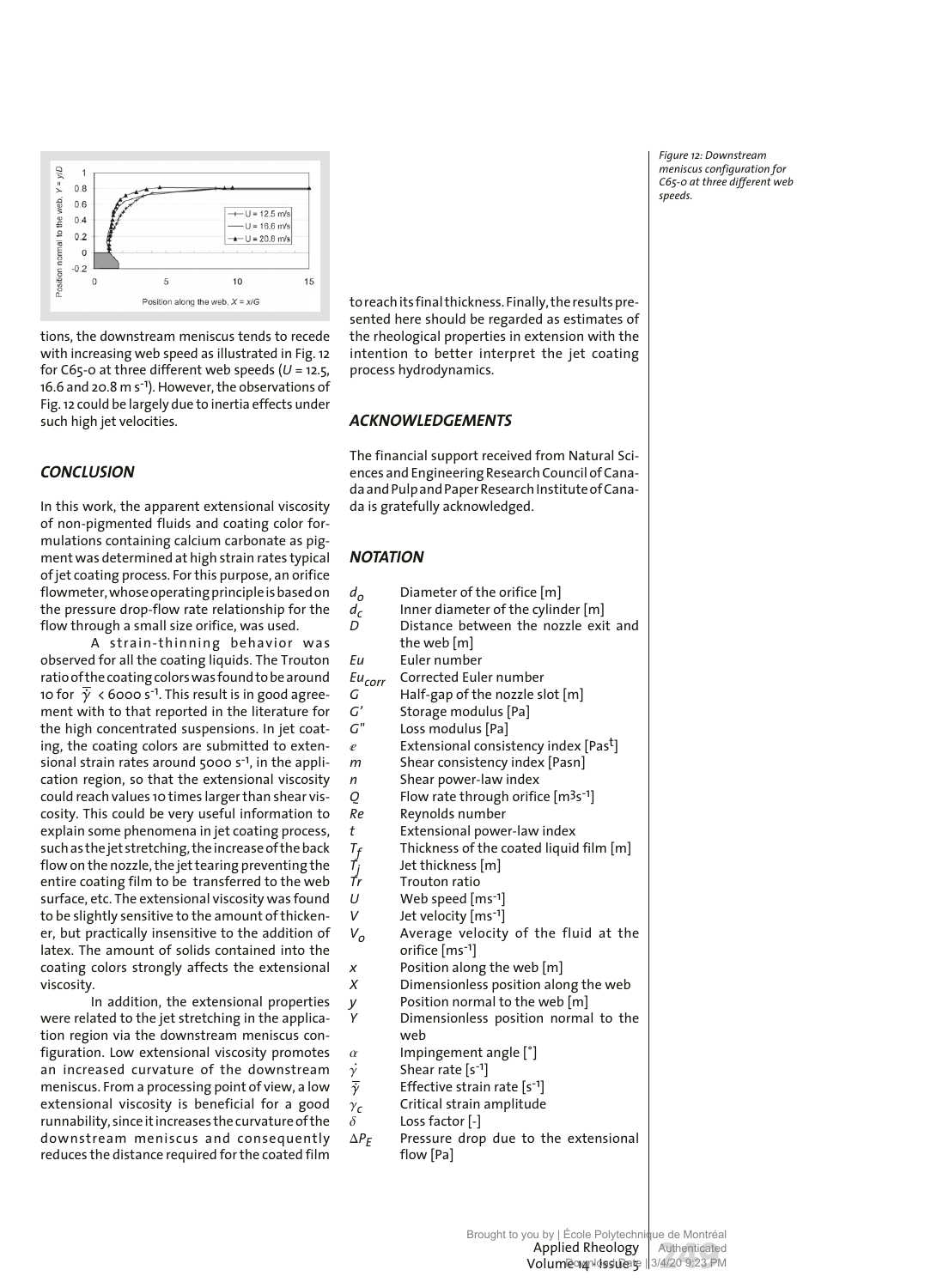Figure 12: Downstream meniscus configuration for C65-0 at three different web speeds.

tions, the downstream meniscus tends to recede with increasing web speed as illustrated in Fig. 12 for C65-0 at three different web speeds ($U$ = 12.5, 16.6 and 20.8 m $s^{-1}$). However, the observations of Fig. 12 could be largely due to inertia effects under such high jet velocities.

## CONCLUSION

In this work, the apparent extensional viscosity of non-pigmented fluids and coating color formulations containing calcium carbonate as pigment was determined at high strain rates typical of jet coating process. For this purpose, an orifice flowmeter, whose operating principle is based on the pressure drop-flow rate relationship for the flow through a small size orifice, was used.

A strain-thinning behavior was observed for all the coating liquids. The Trouton ratio of the coating colors was found to be around 10 for $\bar{\dot{\gamma}}$ < 6000 $s^{-1}$. This result is in good agreement with that reported in the literature for the high concentrated suspensions. In jet coating, the coating colors are submitted to extensional strain rates around 5000 $s^{-1}$, in the application region, so that the extensional viscosity could reach values 10 times larger than shear viscosity. This could be very useful information to explain some phenomena in jet coating process, such as the jet stretching, the increase of the back flow on the nozzle, the jet tearing preventing the entire coating film to be transferred to the web surface, etc. The extensional viscosity was found to be slightly sensitive to the amount of thickener, but practically insensitive to the addition of latex. The amount of solids contained into the coating colors strongly affects the extensional viscosity.

In addition, the extensional properties were related to the jet stretching in the application region via the downstream meniscus configuration. Low extensional viscosity promotes an increased curvature of the downstream meniscus. From a processing point of view, a low extensional viscosity is beneficial for a good runnability, since it increases the curvature of the downstream meniscus and consequently reduces the distance required for the coated film to reach its final thickness. Finally, the results presented here should be regarded as estimates of the rheological properties in extension with the intention to better interpret the jet coating process hydrodynamics.

## ACKNOWLEDGEMENTS

The financial support received from Natural Sciences and Engineering Research Council of Canada and Pulp and Paper Research Institute of Canada is gratefully acknowledged.

## NOTATION

| | |
|---|---|
| $d_o$ | Diameter of the orifice [m] |
| $d_c$ | Inner diameter of the cylinder [m] |
| $D$ | Distance between the nozzle exit and the web [m] |
| $Eu$ | Euler number |
| $Eu_{corr}$ | Corrected Euler number |
| $G$ | Half-gap of the nozzle slot [m] |
| $G'$ | Storage modulus [Pa] |
| $G''$ | Loss modulus [Pa] |
| $e$ | Extensional consistency index [$Pas^t$] |
| $m$ | Shear consistency index [$Pas^n$] |
| $n$ | Shear power-law index |
| $Q$ | Flow rate through orifice [$m^3s^{-1}$] |
| $Re$ | Reynolds number |
| $t$ | Extensional power-law index |
| $T_f$ | Thickness of the coated liquid film [m] |
| $T_j$ | Jet thickness [m] |
| $Tr$ | Trouton ratio |
| $U$ | Web speed [$ms^{-1}$] |
| $V$ | Jet velocity [$ms^{-1}$] |
| $V_o$ | Average velocity of the fluid at the orifice [$ms^{-1}$] |
| $x$ | Position along the web [m] |
| $X$ | Dimensionless position along the web |
| $y$ | Position normal to the web [m] |
| $Y$ | Dimensionless position normal to the web |
| $\alpha$ | Impingement angle [°] |
| $\dot{\gamma}$ | Shear rate [$s^{-1}$] |
| $\bar{\dot{\gamma}}$ | Effective strain rate [$s^{-1}$] |
| $\gamma_c$ | Critical strain amplitude |
| $\delta$ | Loss factor [-] |
| $\Delta P_E$ | Pressure drop due to the extensional flow [Pa] |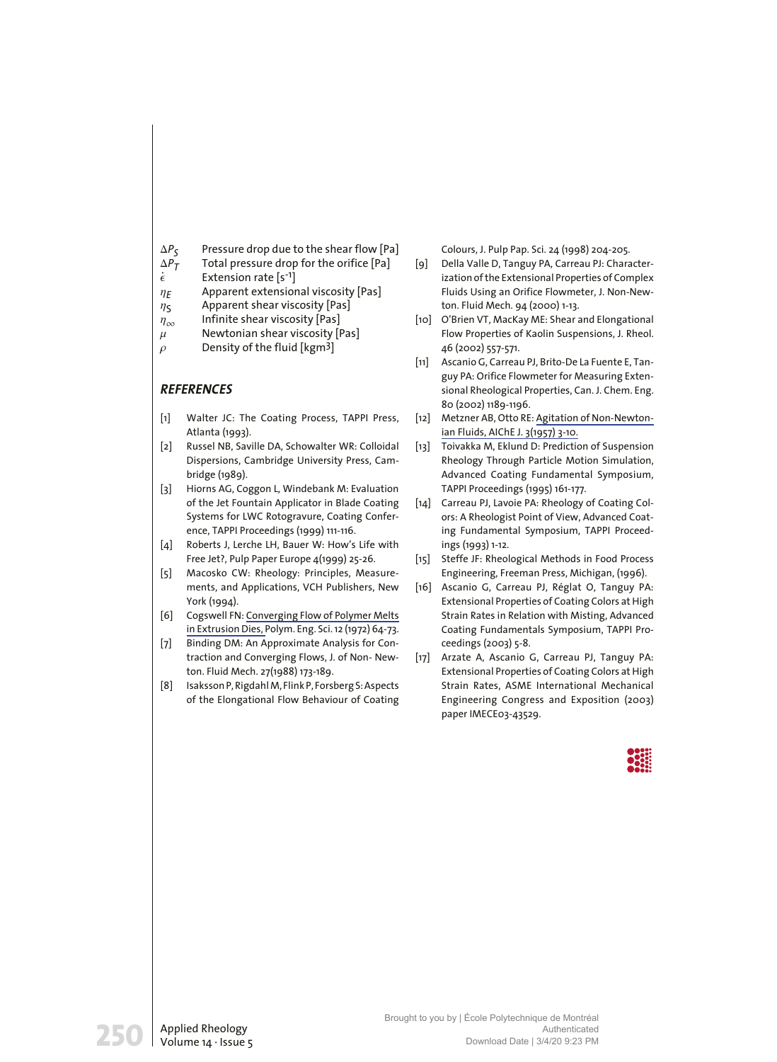$\Delta P_S$ Pressure drop due to the shear flow [Pa]
$\Delta P_T$ Total pressure drop for the orifice [Pa]
$\dot{\epsilon}$ Extension rate [$s^{-1}$]
$\eta_E$ Apparent extensional viscosity [Pas]
$\eta_S$ Apparent shear viscosity [Pas]
$\eta_\infty$ Infinite shear viscosity [Pas]
$\mu$ Newtonian shear viscosity [Pas]
$\rho$ Density of the fluid [$kgm^3$]

## REFERENCES

[1] Walter JC: The Coating Process, TAPPI Press, Atlanta (1993).

[2] Russel NB, Saville DA, Schowalter WR: Colloidal Dispersions, Cambridge University Press, Cambridge (1989).

[3] Hiorns AG, Coggon L, Windebank M: Evaluation of the Jet Fountain Applicator in Blade Coating Systems for LWC Rotogravure, Coating Conference, TAPPI Proceedings (1999) 111-116.

[4] Roberts J, Lerche LH, Bauer W: How's Life with Free Jet?, Pulp Paper Europe 4(1999) 25-26.

[5] Macosko CW: Rheology: Principles, Measurements, and Applications, VCH Publishers, New York (1994).

[6] Cogswell FN: Converging Flow of Polymer Melts in Extrusion Dies, Polym. Eng. Sci. 12 (1972) 64-73.

[7] Binding DM: An Approximate Analysis for Contraction and Converging Flows, J. of Non- Newton. Fluid Mech. 27(1988) 173-189.

[8] Isaksson P, Rigdahl M, Flink P, Forsberg S: Aspects of the Elongational Flow Behaviour of Coating Colours, J. Pulp Pap. Sci. 24 (1998) 204-205.

[9] Della Valle D, Tanguy PA, Carreau PJ: Characterization of the Extensional Properties of Complex Fluids Using an Orifice Flowmeter, J. Non-Newton. Fluid Mech. 94 (2000) 1-13.

[10] O'Brien VT, MacKay ME: Shear and Elongational Flow Properties of Kaolin Suspensions, J. Rheol. 46 (2002) 557-571.

[11] Ascanio G, Carreau PJ, Brito-De La Fuente E, Tanguy PA: Orifice Flowmeter for Measuring Extensional Rheological Properties, Can. J. Chem. Eng. 80 (2002) 1189-1196.

[12] Metzner AB, Otto RE: Agitation of Non-Newtonian Fluids, AIChE J. 3(1957) 3-10.

[13] Toivakka M, Eklund D: Prediction of Suspension Rheology Through Particle Motion Simulation, Advanced Coating Fundamental Symposium, TAPPI Proceedings (1995) 161-177.

[14] Carreau PJ, Lavoie PA: Rheology of Coating Colors: A Rheologist Point of View, Advanced Coating Fundamental Symposium, TAPPI Proceedings (1993) 1-12.

[15] Steffe JF: Rheological Methods in Food Process Engineering, Freeman Press, Michigan, (1996).

[16] Ascanio G, Carreau PJ, Réglat O, Tanguy PA: Extensional Properties of Coating Colors at High Strain Rates in Relation with Misting, Advanced Coating Fundamentals Symposium, TAPPI Proceedings (2003) 5-8.

[17] Arzate A, Ascanio G, Carreau PJ, Tanguy PA: Extensional Properties of Coating Colors at High Strain Rates, ASME International Mechanical Engineering Congress and Exposition (2003) paper IMECE03-43529.